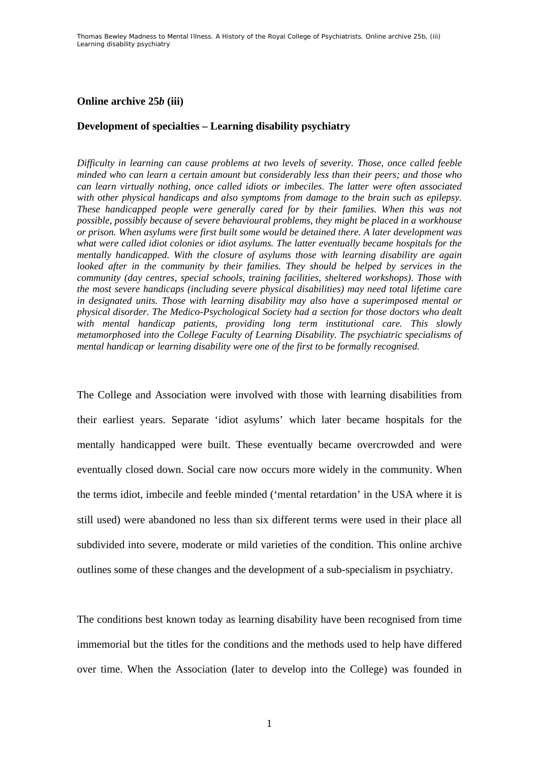**Online archive 25*b* (iii)**

**Development of specialties – Learning disability psychiatry**

*Difficulty in learning can cause problems at two levels of severity. Those, once called feeble minded who can learn a certain amount but considerably less than their peers; and those who can learn virtually nothing, once called idiots or imbeciles. The latter were often associated with other physical handicaps and also symptoms from damage to the brain such as epilepsy. These handicapped people were generally cared for by their families. When this was not possible, possibly because of severe behavioural problems, they might be placed in a workhouse or prison. When asylums were first built some would be detained there. A later development was what were called idiot colonies or idiot asylums. The latter eventually became hospitals for the mentally handicapped. With the closure of asylums those with learning disability are again looked after in the community by their families. They should be helped by services in the community (day centres, special schools, training facilities, sheltered workshops). Those with the most severe handicaps (including severe physical disabilities) may need total lifetime care in designated units. Those with learning disability may also have a superimposed mental or physical disorder. The Medico-Psychological Society had a section for those doctors who dealt with mental handicap patients, providing long term institutional care. This slowly metamorphosed into the College Faculty of Learning Disability. The psychiatric specialisms of mental handicap or learning disability were one of the first to be formally recognised.*

The College and Association were involved with those with learning disabilities from their earliest years. Separate 'idiot asylums' which later became hospitals for the mentally handicapped were built. These eventually became overcrowded and were eventually closed down. Social care now occurs more widely in the community. When the terms idiot, imbecile and feeble minded ('mental retardation' in the USA where it is still used) were abandoned no less than six different terms were used in their place all subdivided into severe, moderate or mild varieties of the condition. This online archive outlines some of these changes and the development of a sub-specialism in psychiatry.

The conditions best known today as learning disability have been recognised from time immemorial but the titles for the conditions and the methods used to help have differed over time. When the Association (later to develop into the College) was founded in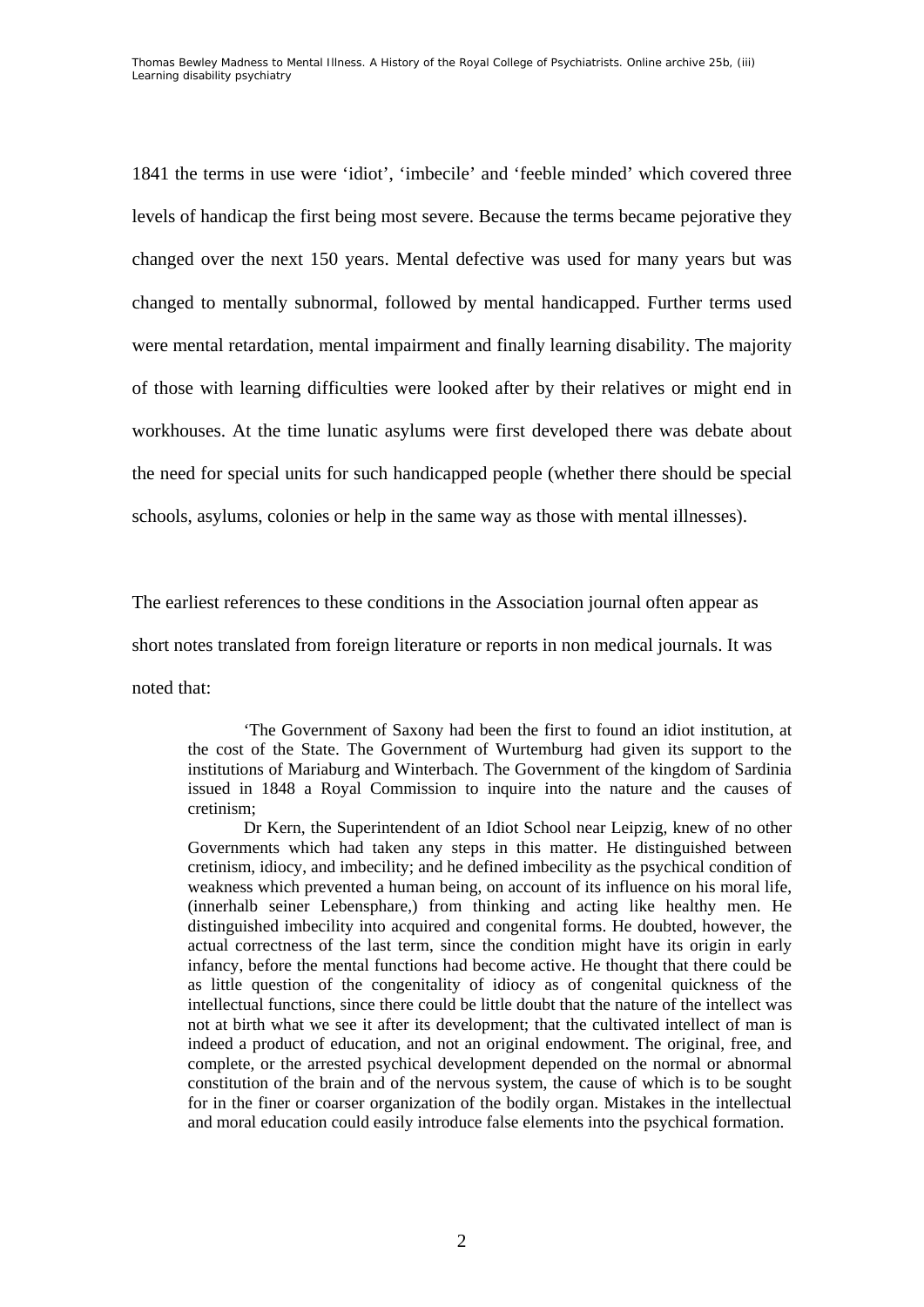1841 the terms in use were 'idiot', 'imbecile' and 'feeble minded' which covered three levels of handicap the first being most severe. Because the terms became pejorative they changed over the next 150 years. Mental defective was used for many years but was changed to mentally subnormal, followed by mental handicapped. Further terms used were mental retardation, mental impairment and finally learning disability. The majority of those with learning difficulties were looked after by their relatives or might end in workhouses. At the time lunatic asylums were first developed there was debate about the need for special units for such handicapped people (whether there should be special schools, asylums, colonies or help in the same way as those with mental illnesses).

The earliest references to these conditions in the Association journal often appear as short notes translated from foreign literature or reports in non medical journals. It was noted that:

> 'The Government of Saxony had been the first to found an idiot institution, at the cost of the State. The Government of Wurtemburg had given its support to the institutions of Mariaburg and Winterbach. The Government of the kingdom of Sardinia issued in 1848 a Royal Commission to inquire into the nature and the causes of cretinism;
>
> Dr Kern, the Superintendent of an Idiot School near Leipzig, knew of no other Governments which had taken any steps in this matter. He distinguished between cretinism, idiocy, and imbecility; and he defined imbecility as the psychical condition of weakness which prevented a human being, on account of its influence on his moral life, (innerhalb seiner Lebensphare,) from thinking and acting like healthy men. He distinguished imbecility into acquired and congenital forms. He doubted, however, the actual correctness of the last term, since the condition might have its origin in early infancy, before the mental functions had become active. He thought that there could be as little question of the congenitality of idiocy as of congenital quickness of the intellectual functions, since there could be little doubt that the nature of the intellect was not at birth what we see it after its development; that the cultivated intellect of man is indeed a product of education, and not an original endowment. The original, free, and complete, or the arrested psychical development depended on the normal or abnormal constitution of the brain and of the nervous system, the cause of which is to be sought for in the finer or coarser organization of the bodily organ. Mistakes in the intellectual and moral education could easily introduce false elements into the psychical formation.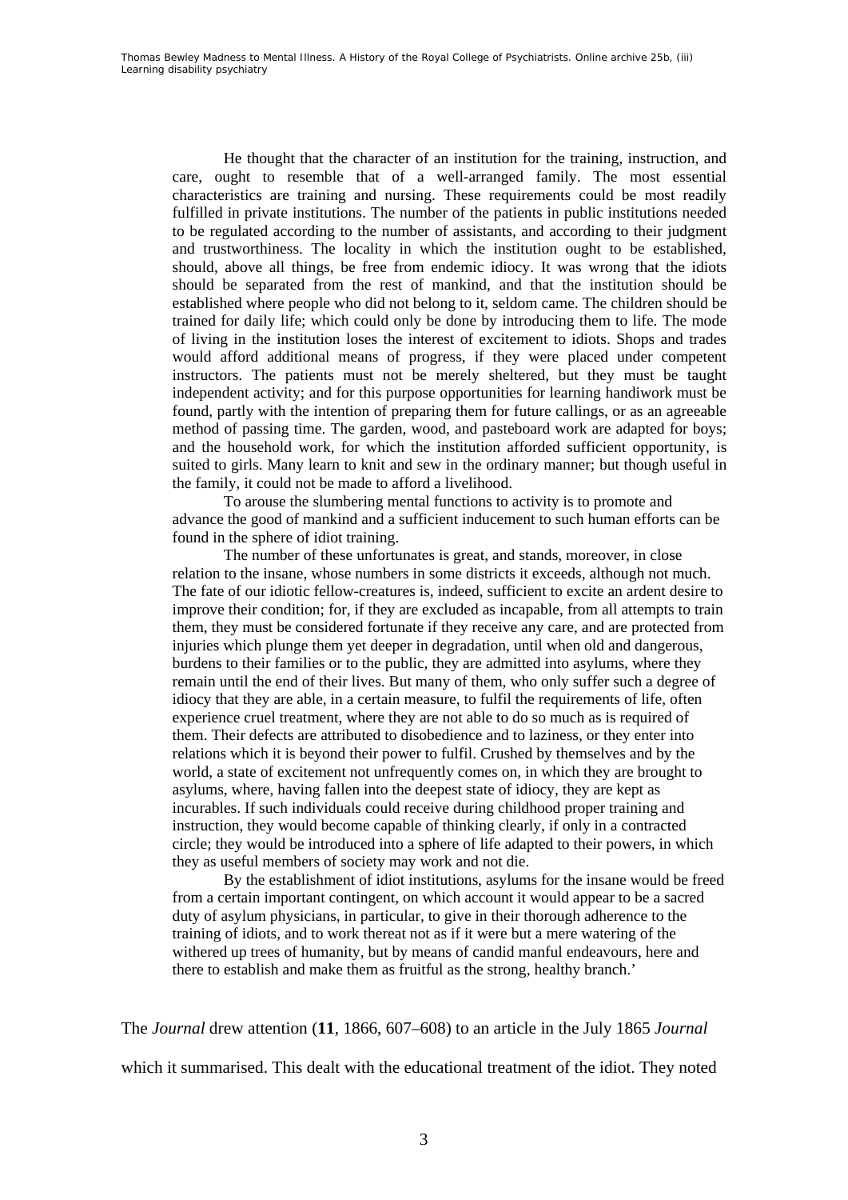He thought that the character of an institution for the training, instruction, and care, ought to resemble that of a well-arranged family. The most essential characteristics are training and nursing. These requirements could be most readily fulfilled in private institutions. The number of the patients in public institutions needed to be regulated according to the number of assistants, and according to their judgment and trustworthiness. The locality in which the institution ought to be established, should, above all things, be free from endemic idiocy. It was wrong that the idiots should be separated from the rest of mankind, and that the institution should be established where people who did not belong to it, seldom came. The children should be trained for daily life; which could only be done by introducing them to life. The mode of living in the institution loses the interest of excitement to idiots. Shops and trades would afford additional means of progress, if they were placed under competent instructors. The patients must not be merely sheltered, but they must be taught independent activity; and for this purpose opportunities for learning handiwork must be found, partly with the intention of preparing them for future callings, or as an agreeable method of passing time. The garden, wood, and pasteboard work are adapted for boys; and the household work, for which the institution afforded sufficient opportunity, is suited to girls. Many learn to knit and sew in the ordinary manner; but though useful in the family, it could not be made to afford a livelihood.

To arouse the slumbering mental functions to activity is to promote and advance the good of mankind and a sufficient inducement to such human efforts can be found in the sphere of idiot training.

The number of these unfortunates is great, and stands, moreover, in close relation to the insane, whose numbers in some districts it exceeds, although not much. The fate of our idiotic fellow-creatures is, indeed, sufficient to excite an ardent desire to improve their condition; for, if they are excluded as incapable, from all attempts to train them, they must be considered fortunate if they receive any care, and are protected from injuries which plunge them yet deeper in degradation, until when old and dangerous, burdens to their families or to the public, they are admitted into asylums, where they remain until the end of their lives. But many of them, who only suffer such a degree of idiocy that they are able, in a certain measure, to fulfil the requirements of life, often experience cruel treatment, where they are not able to do so much as is required of them. Their defects are attributed to disobedience and to laziness, or they enter into relations which it is beyond their power to fulfil. Crushed by themselves and by the world, a state of excitement not unfrequently comes on, in which they are brought to asylums, where, having fallen into the deepest state of idiocy, they are kept as incurables. If such individuals could receive during childhood proper training and instruction, they would become capable of thinking clearly, if only in a contracted circle; they would be introduced into a sphere of life adapted to their powers, in which they as useful members of society may work and not die.

By the establishment of idiot institutions, asylums for the insane would be freed from a certain important contingent, on which account it would appear to be a sacred duty of asylum physicians, in particular, to give in their thorough adherence to the training of idiots, and to work thereat not as if it were but a mere watering of the withered up trees of humanity, but by means of candid manful endeavours, here and there to establish and make them as fruitful as the strong, healthy branch.'

The *Journal* drew attention (**11**, 1866, 607–608) to an article in the July 1865 *Journal* which it summarised. This dealt with the educational treatment of the idiot. They noted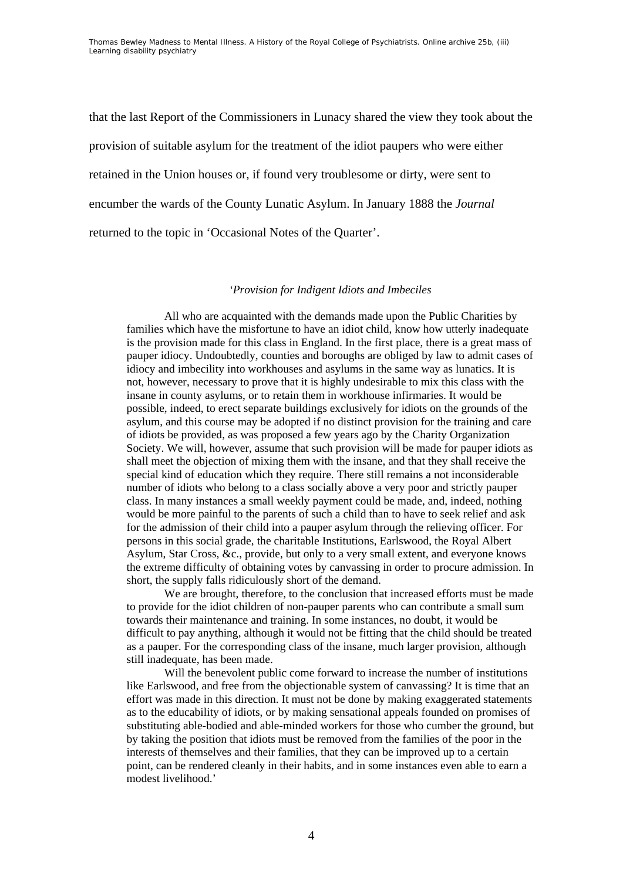that the last Report of the Commissioners in Lunacy shared the view they took about the provision of suitable asylum for the treatment of the idiot paupers who were either retained in the Union houses or, if found very troublesome or dirty, were sent to encumber the wards of the County Lunatic Asylum. In January 1888 the *Journal* returned to the topic in 'Occasional Notes of the Quarter'.

> '*Provision for Indigent Idiots and Imbeciles*
>
> All who are acquainted with the demands made upon the Public Charities by families which have the misfortune to have an idiot child, know how utterly inadequate is the provision made for this class in England. In the first place, there is a great mass of pauper idiocy. Undoubtedly, counties and boroughs are obliged by law to admit cases of idiocy and imbecility into workhouses and asylums in the same way as lunatics. It is not, however, necessary to prove that it is highly undesirable to mix this class with the insane in county asylums, or to retain them in workhouse infirmaries. It would be possible, indeed, to erect separate buildings exclusively for idiots on the grounds of the asylum, and this course may be adopted if no distinct provision for the training and care of idiots be provided, as was proposed a few years ago by the Charity Organization Society. We will, however, assume that such provision will be made for pauper idiots as shall meet the objection of mixing them with the insane, and that they shall receive the special kind of education which they require. There still remains a not inconsiderable number of idiots who belong to a class socially above a very poor and strictly pauper class. In many instances a small weekly payment could be made, and, indeed, nothing would be more painful to the parents of such a child than to have to seek relief and ask for the admission of their child into a pauper asylum through the relieving officer. For persons in this social grade, the charitable Institutions, Earlswood, the Royal Albert Asylum, Star Cross, &c., provide, but only to a very small extent, and everyone knows the extreme difficulty of obtaining votes by canvassing in order to procure admission. In short, the supply falls ridiculously short of the demand.
>
> We are brought, therefore, to the conclusion that increased efforts must be made to provide for the idiot children of non-pauper parents who can contribute a small sum towards their maintenance and training. In some instances, no doubt, it would be difficult to pay anything, although it would not be fitting that the child should be treated as a pauper. For the corresponding class of the insane, much larger provision, although still inadequate, has been made.
>
> Will the benevolent public come forward to increase the number of institutions like Earlswood, and free from the objectionable system of canvassing? It is time that an effort was made in this direction. It must not be done by making exaggerated statements as to the educability of idiots, or by making sensational appeals founded on promises of substituting able-bodied and able-minded workers for those who cumber the ground, but by taking the position that idiots must be removed from the families of the poor in the interests of themselves and their families, that they can be improved up to a certain point, can be rendered cleanly in their habits, and in some instances even able to earn a modest livelihood.'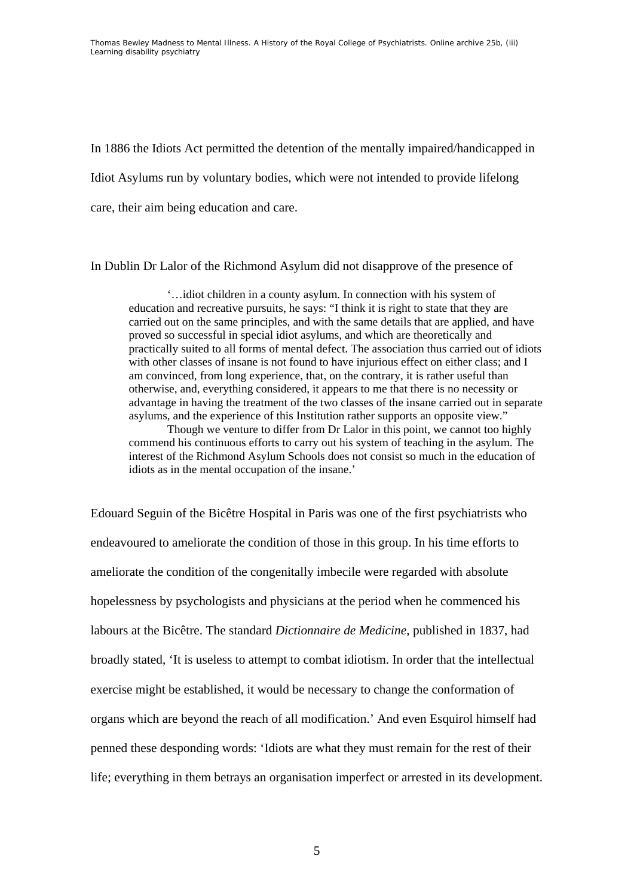In 1886 the Idiots Act permitted the detention of the mentally impaired/handicapped in Idiot Asylums run by voluntary bodies, which were not intended to provide lifelong care, their aim being education and care.

In Dublin Dr Lalor of the Richmond Asylum did not disapprove of the presence of

> '…idiot children in a county asylum. In connection with his system of education and recreative pursuits, he says: "I think it is right to state that they are carried out on the same principles, and with the same details that are applied, and have proved so successful in special idiot asylums, and which are theoretically and practically suited to all forms of mental defect. The association thus carried out of idiots with other classes of insane is not found to have injurious effect on either class; and I am convinced, from long experience, that, on the contrary, it is rather useful than otherwise, and, everything considered, it appears to me that there is no necessity or advantage in having the treatment of the two classes of the insane carried out in separate asylums, and the experience of this Institution rather supports an opposite view."
>
> Though we venture to differ from Dr Lalor in this point, we cannot too highly commend his continuous efforts to carry out his system of teaching in the asylum. The interest of the Richmond Asylum Schools does not consist so much in the education of idiots as in the mental occupation of the insane.'

Edouard Seguin of the Bicêtre Hospital in Paris was one of the first psychiatrists who endeavoured to ameliorate the condition of those in this group. In his time efforts to ameliorate the condition of the congenitally imbecile were regarded with absolute hopelessness by psychologists and physicians at the period when he commenced his labours at the Bicêtre. The standard *Dictionnaire de Medicine*, published in 1837, had broadly stated, 'It is useless to attempt to combat idiotism. In order that the intellectual exercise might be established, it would be necessary to change the conformation of organs which are beyond the reach of all modification.' And even Esquirol himself had penned these desponding words: 'Idiots are what they must remain for the rest of their life; everything in them betrays an organisation imperfect or arrested in its development.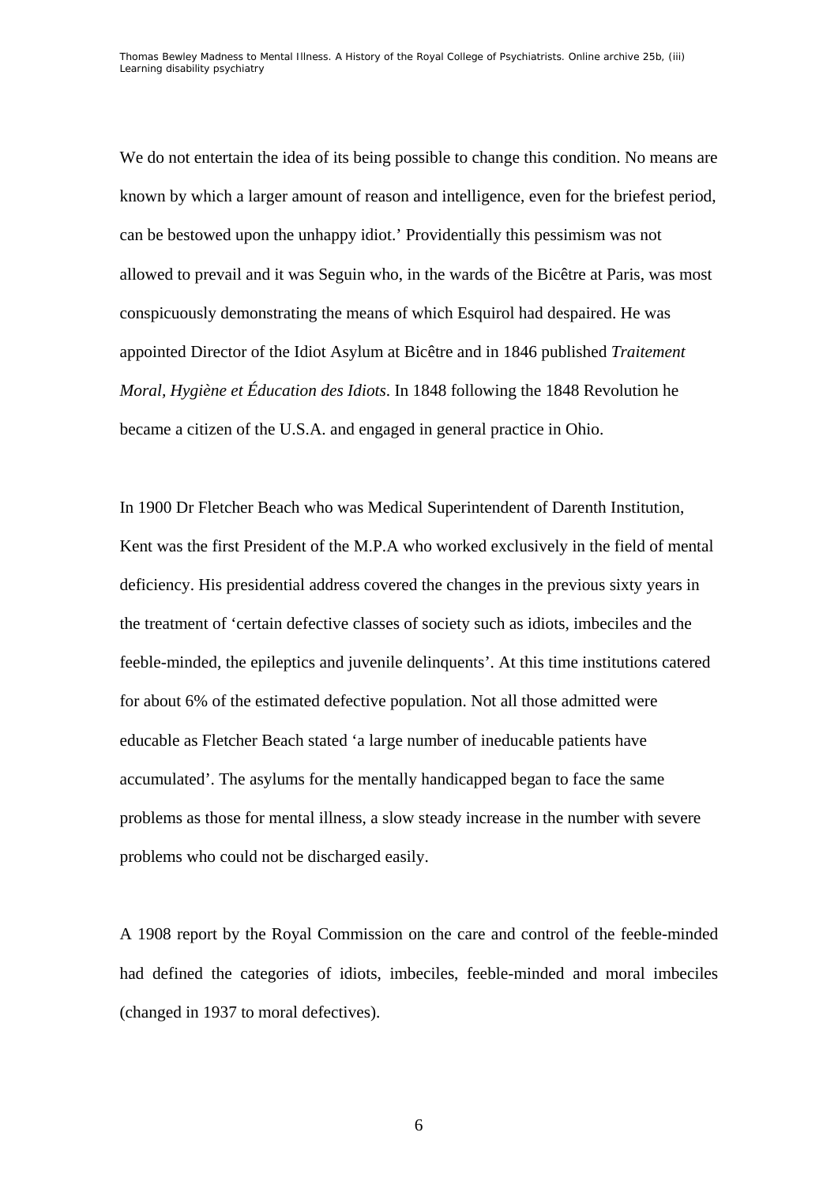We do not entertain the idea of its being possible to change this condition. No means are known by which a larger amount of reason and intelligence, even for the briefest period, can be bestowed upon the unhappy idiot.' Providentially this pessimism was not allowed to prevail and it was Seguin who, in the wards of the Bicêtre at Paris, was most conspicuously demonstrating the means of which Esquirol had despaired. He was appointed Director of the Idiot Asylum at Bicêtre and in 1846 published *Traitement Moral, Hygiène et Éducation des Idiots*. In 1848 following the 1848 Revolution he became a citizen of the U.S.A. and engaged in general practice in Ohio.

In 1900 Dr Fletcher Beach who was Medical Superintendent of Darenth Institution, Kent was the first President of the M.P.A who worked exclusively in the field of mental deficiency. His presidential address covered the changes in the previous sixty years in the treatment of 'certain defective classes of society such as idiots, imbeciles and the feeble-minded, the epileptics and juvenile delinquents'. At this time institutions catered for about 6% of the estimated defective population. Not all those admitted were educable as Fletcher Beach stated 'a large number of ineducable patients have accumulated'. The asylums for the mentally handicapped began to face the same problems as those for mental illness, a slow steady increase in the number with severe problems who could not be discharged easily.

A 1908 report by the Royal Commission on the care and control of the feeble-minded had defined the categories of idiots, imbeciles, feeble-minded and moral imbeciles (changed in 1937 to moral defectives).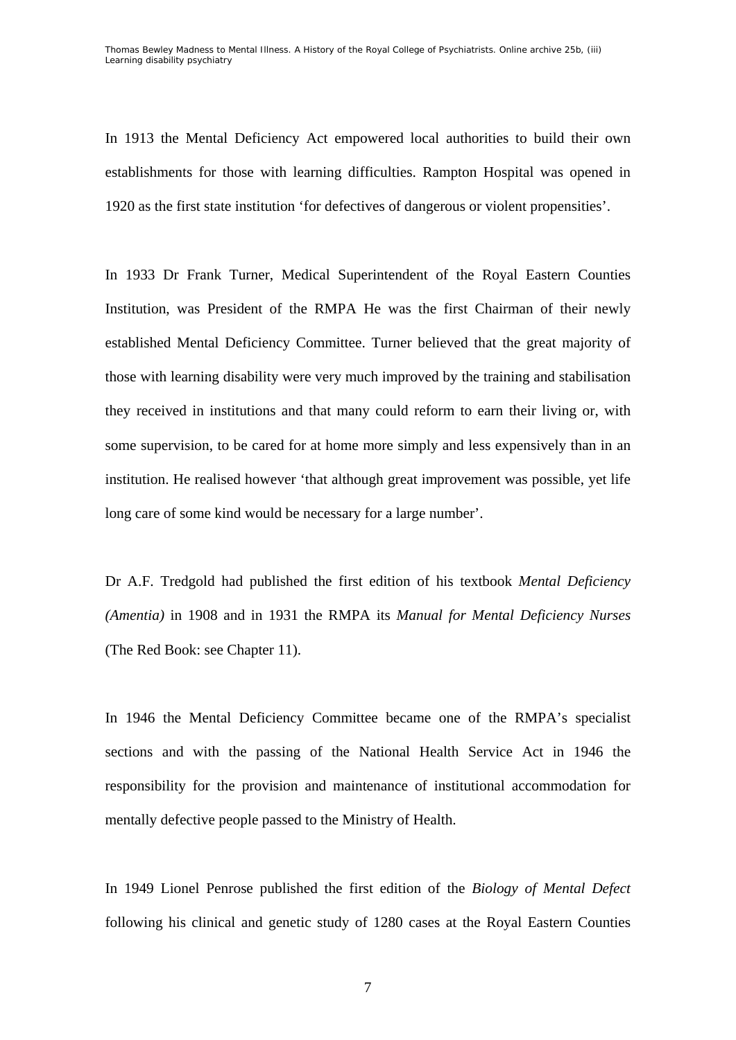In 1913 the Mental Deficiency Act empowered local authorities to build their own establishments for those with learning difficulties. Rampton Hospital was opened in 1920 as the first state institution ‘for defectives of dangerous or violent propensities’.

In 1933 Dr Frank Turner, Medical Superintendent of the Royal Eastern Counties Institution, was President of the RMPA He was the first Chairman of their newly established Mental Deficiency Committee. Turner believed that the great majority of those with learning disability were very much improved by the training and stabilisation they received in institutions and that many could reform to earn their living or, with some supervision, to be cared for at home more simply and less expensively than in an institution. He realised however ‘that although great improvement was possible, yet life long care of some kind would be necessary for a large number’.

Dr A.F. Tredgold had published the first edition of his textbook *Mental Deficiency (Amentia)* in 1908 and in 1931 the RMPA its *Manual for Mental Deficiency Nurses* (The Red Book: see Chapter 11).

In 1946 the Mental Deficiency Committee became one of the RMPA’s specialist sections and with the passing of the National Health Service Act in 1946 the responsibility for the provision and maintenance of institutional accommodation for mentally defective people passed to the Ministry of Health.

In 1949 Lionel Penrose published the first edition of the *Biology of Mental Defect* following his clinical and genetic study of 1280 cases at the Royal Eastern Counties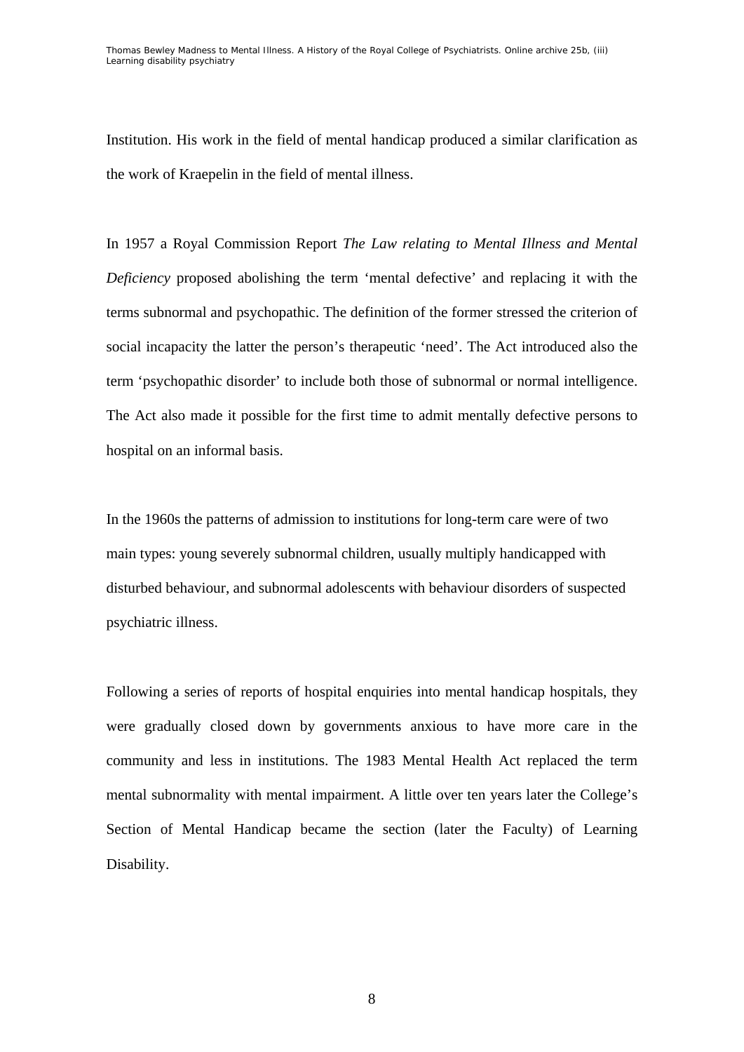Institution. His work in the field of mental handicap produced a similar clarification as the work of Kraepelin in the field of mental illness.

In 1957 a Royal Commission Report *The Law relating to Mental Illness and Mental Deficiency* proposed abolishing the term 'mental defective' and replacing it with the terms subnormal and psychopathic. The definition of the former stressed the criterion of social incapacity the latter the person's therapeutic 'need'. The Act introduced also the term 'psychopathic disorder' to include both those of subnormal or normal intelligence. The Act also made it possible for the first time to admit mentally defective persons to hospital on an informal basis.

In the 1960s the patterns of admission to institutions for long-term care were of two main types: young severely subnormal children, usually multiply handicapped with disturbed behaviour, and subnormal adolescents with behaviour disorders of suspected psychiatric illness.

Following a series of reports of hospital enquiries into mental handicap hospitals, they were gradually closed down by governments anxious to have more care in the community and less in institutions. The 1983 Mental Health Act replaced the term mental subnormality with mental impairment. A little over ten years later the College's Section of Mental Handicap became the section (later the Faculty) of Learning Disability.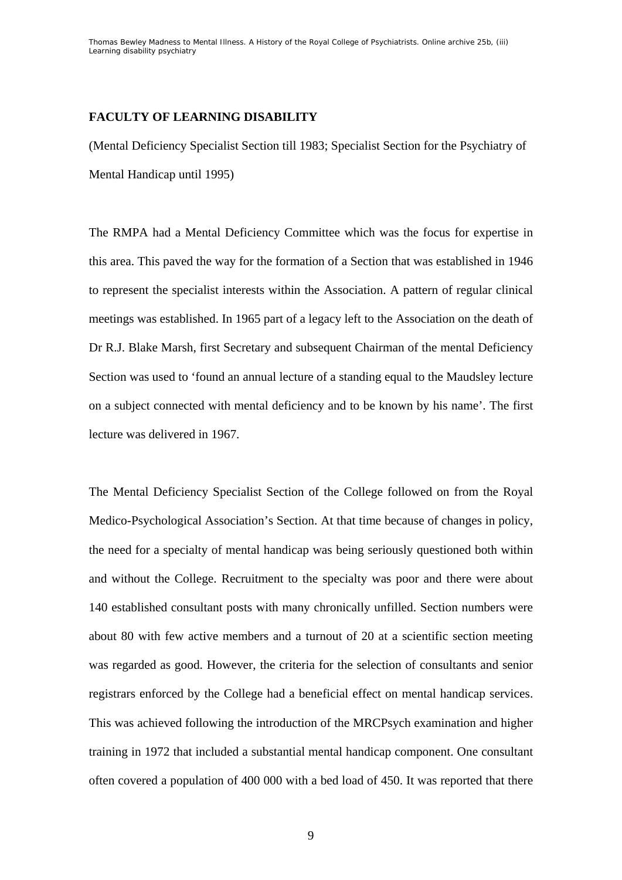**FACULTY OF LEARNING DISABILITY**

(Mental Deficiency Specialist Section till 1983; Specialist Section for the Psychiatry of Mental Handicap until 1995)

The RMPA had a Mental Deficiency Committee which was the focus for expertise in this area. This paved the way for the formation of a Section that was established in 1946 to represent the specialist interests within the Association. A pattern of regular clinical meetings was established. In 1965 part of a legacy left to the Association on the death of Dr R.J. Blake Marsh, first Secretary and subsequent Chairman of the mental Deficiency Section was used to 'found an annual lecture of a standing equal to the Maudsley lecture on a subject connected with mental deficiency and to be known by his name'. The first lecture was delivered in 1967.

The Mental Deficiency Specialist Section of the College followed on from the Royal Medico-Psychological Association's Section. At that time because of changes in policy, the need for a specialty of mental handicap was being seriously questioned both within and without the College. Recruitment to the specialty was poor and there were about 140 established consultant posts with many chronically unfilled. Section numbers were about 80 with few active members and a turnout of 20 at a scientific section meeting was regarded as good. However, the criteria for the selection of consultants and senior registrars enforced by the College had a beneficial effect on mental handicap services. This was achieved following the introduction of the MRCPsych examination and higher training in 1972 that included a substantial mental handicap component. One consultant often covered a population of 400 000 with a bed load of 450. It was reported that there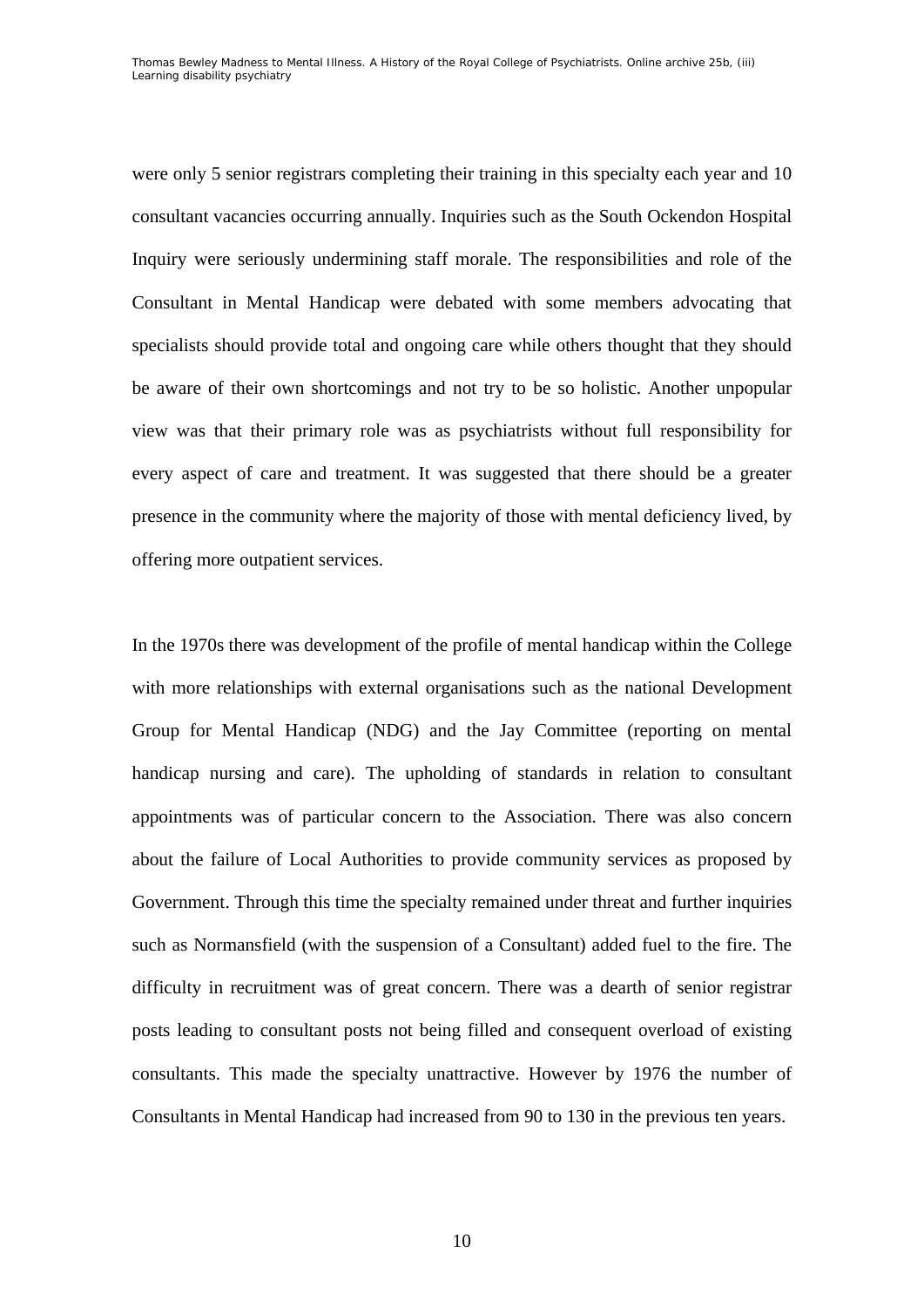were only 5 senior registrars completing their training in this specialty each year and 10 consultant vacancies occurring annually. Inquiries such as the South Ockendon Hospital Inquiry were seriously undermining staff morale. The responsibilities and role of the Consultant in Mental Handicap were debated with some members advocating that specialists should provide total and ongoing care while others thought that they should be aware of their own shortcomings and not try to be so holistic. Another unpopular view was that their primary role was as psychiatrists without full responsibility for every aspect of care and treatment. It was suggested that there should be a greater presence in the community where the majority of those with mental deficiency lived, by offering more outpatient services.

In the 1970s there was development of the profile of mental handicap within the College with more relationships with external organisations such as the national Development Group for Mental Handicap (NDG) and the Jay Committee (reporting on mental handicap nursing and care). The upholding of standards in relation to consultant appointments was of particular concern to the Association. There was also concern about the failure of Local Authorities to provide community services as proposed by Government. Through this time the specialty remained under threat and further inquiries such as Normansfield (with the suspension of a Consultant) added fuel to the fire. The difficulty in recruitment was of great concern. There was a dearth of senior registrar posts leading to consultant posts not being filled and consequent overload of existing consultants. This made the specialty unattractive. However by 1976 the number of Consultants in Mental Handicap had increased from 90 to 130 in the previous ten years.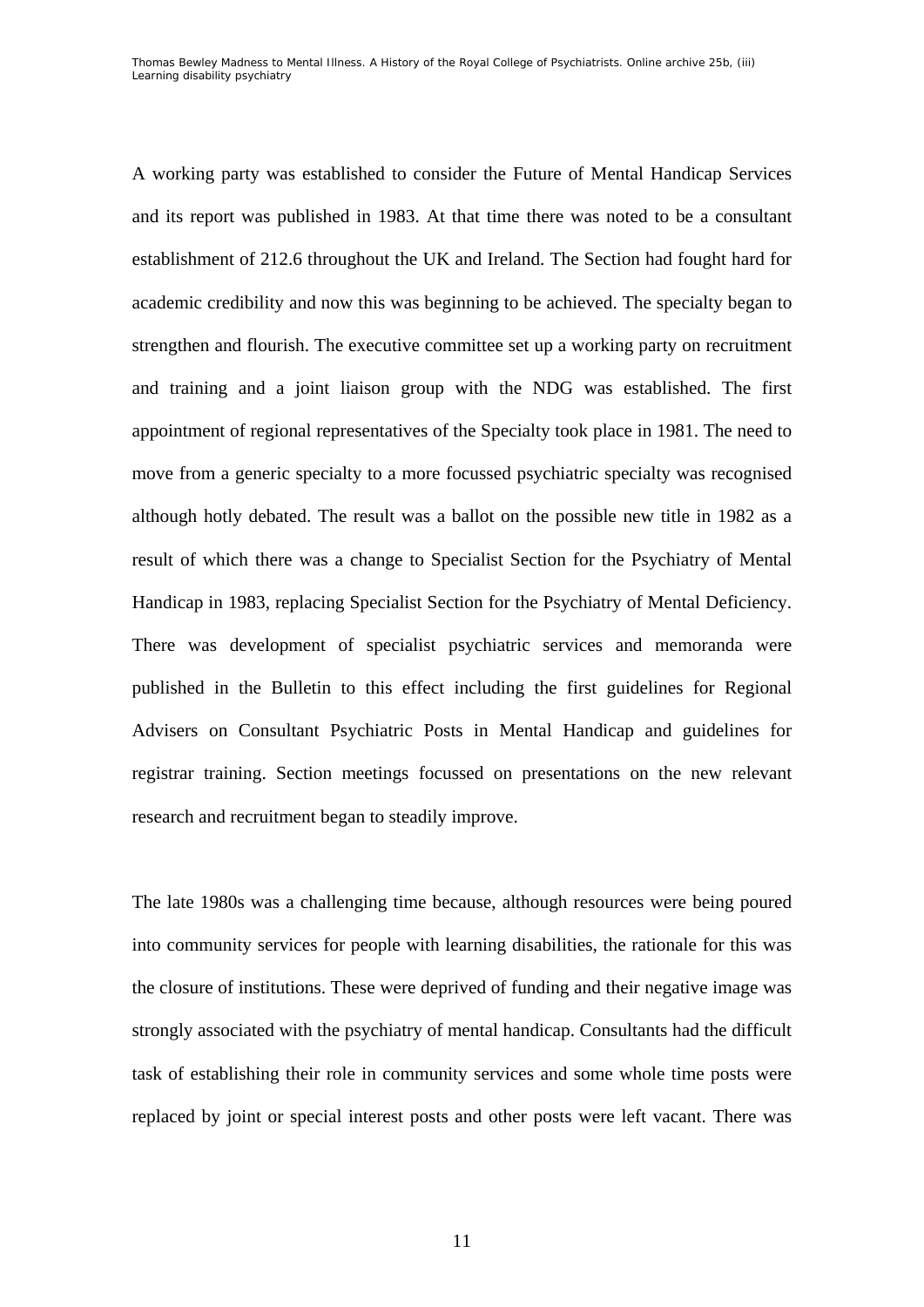A working party was established to consider the Future of Mental Handicap Services and its report was published in 1983. At that time there was noted to be a consultant establishment of 212.6 throughout the UK and Ireland. The Section had fought hard for academic credibility and now this was beginning to be achieved. The specialty began to strengthen and flourish. The executive committee set up a working party on recruitment and training and a joint liaison group with the NDG was established. The first appointment of regional representatives of the Specialty took place in 1981. The need to move from a generic specialty to a more focussed psychiatric specialty was recognised although hotly debated. The result was a ballot on the possible new title in 1982 as a result of which there was a change to Specialist Section for the Psychiatry of Mental Handicap in 1983, replacing Specialist Section for the Psychiatry of Mental Deficiency. There was development of specialist psychiatric services and memoranda were published in the Bulletin to this effect including the first guidelines for Regional Advisers on Consultant Psychiatric Posts in Mental Handicap and guidelines for registrar training. Section meetings focussed on presentations on the new relevant research and recruitment began to steadily improve.

The late 1980s was a challenging time because, although resources were being poured into community services for people with learning disabilities, the rationale for this was the closure of institutions. These were deprived of funding and their negative image was strongly associated with the psychiatry of mental handicap. Consultants had the difficult task of establishing their role in community services and some whole time posts were replaced by joint or special interest posts and other posts were left vacant. There was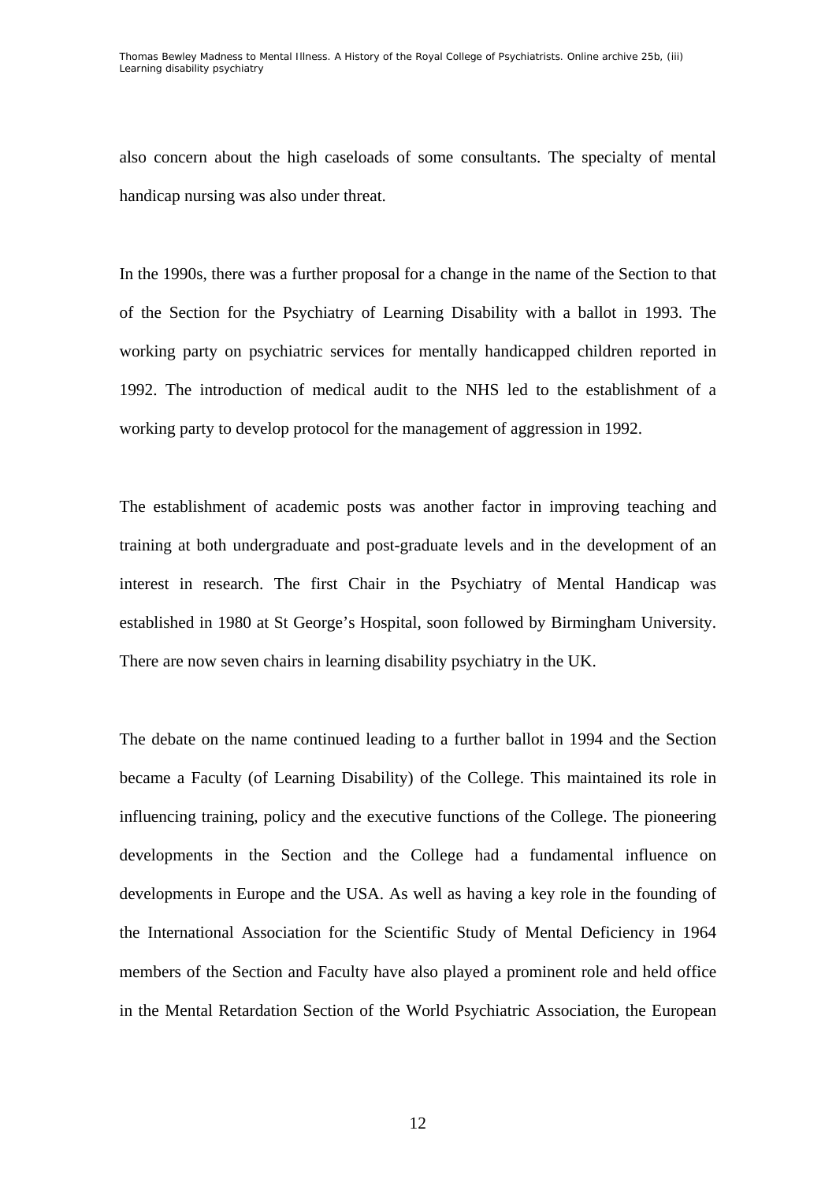also concern about the high caseloads of some consultants. The specialty of mental handicap nursing was also under threat.

In the 1990s, there was a further proposal for a change in the name of the Section to that of the Section for the Psychiatry of Learning Disability with a ballot in 1993. The working party on psychiatric services for mentally handicapped children reported in 1992. The introduction of medical audit to the NHS led to the establishment of a working party to develop protocol for the management of aggression in 1992.

The establishment of academic posts was another factor in improving teaching and training at both undergraduate and post-graduate levels and in the development of an interest in research. The first Chair in the Psychiatry of Mental Handicap was established in 1980 at St George's Hospital, soon followed by Birmingham University. There are now seven chairs in learning disability psychiatry in the UK.

The debate on the name continued leading to a further ballot in 1994 and the Section became a Faculty (of Learning Disability) of the College. This maintained its role in influencing training, policy and the executive functions of the College. The pioneering developments in the Section and the College had a fundamental influence on developments in Europe and the USA. As well as having a key role in the founding of the International Association for the Scientific Study of Mental Deficiency in 1964 members of the Section and Faculty have also played a prominent role and held office in the Mental Retardation Section of the World Psychiatric Association, the European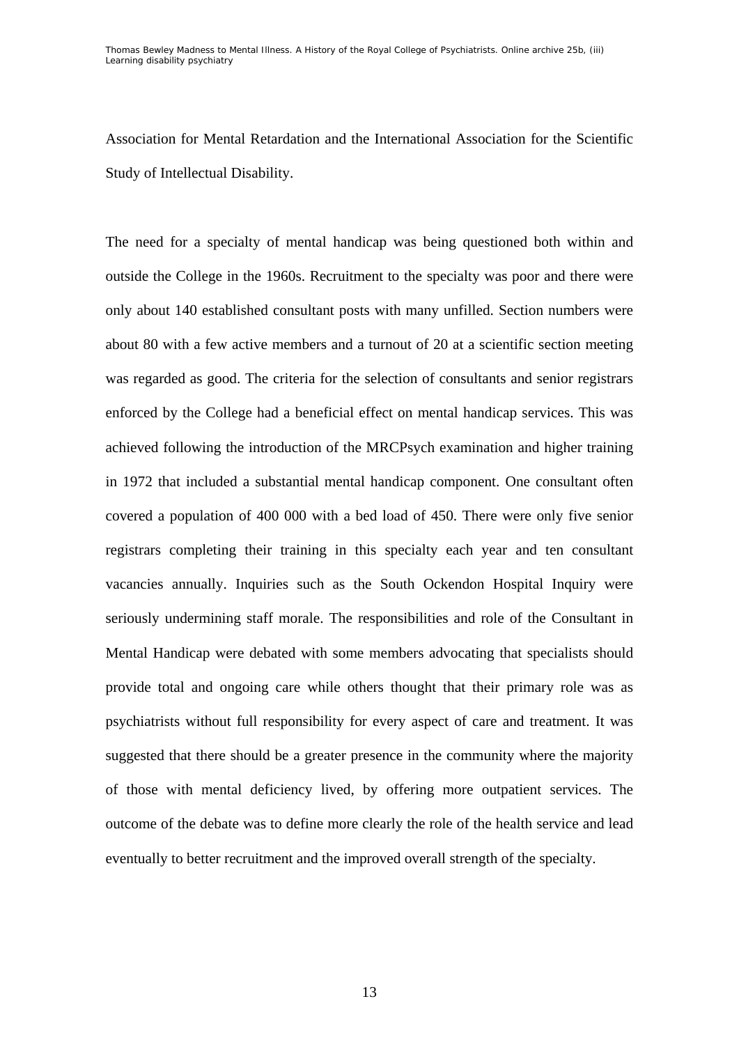Association for Mental Retardation and the International Association for the Scientific Study of Intellectual Disability.

The need for a specialty of mental handicap was being questioned both within and outside the College in the 1960s. Recruitment to the specialty was poor and there were only about 140 established consultant posts with many unfilled. Section numbers were about 80 with a few active members and a turnout of 20 at a scientific section meeting was regarded as good. The criteria for the selection of consultants and senior registrars enforced by the College had a beneficial effect on mental handicap services. This was achieved following the introduction of the MRCPsych examination and higher training in 1972 that included a substantial mental handicap component. One consultant often covered a population of 400 000 with a bed load of 450. There were only five senior registrars completing their training in this specialty each year and ten consultant vacancies annually. Inquiries such as the South Ockendon Hospital Inquiry were seriously undermining staff morale. The responsibilities and role of the Consultant in Mental Handicap were debated with some members advocating that specialists should provide total and ongoing care while others thought that their primary role was as psychiatrists without full responsibility for every aspect of care and treatment. It was suggested that there should be a greater presence in the community where the majority of those with mental deficiency lived, by offering more outpatient services. The outcome of the debate was to define more clearly the role of the health service and lead eventually to better recruitment and the improved overall strength of the specialty.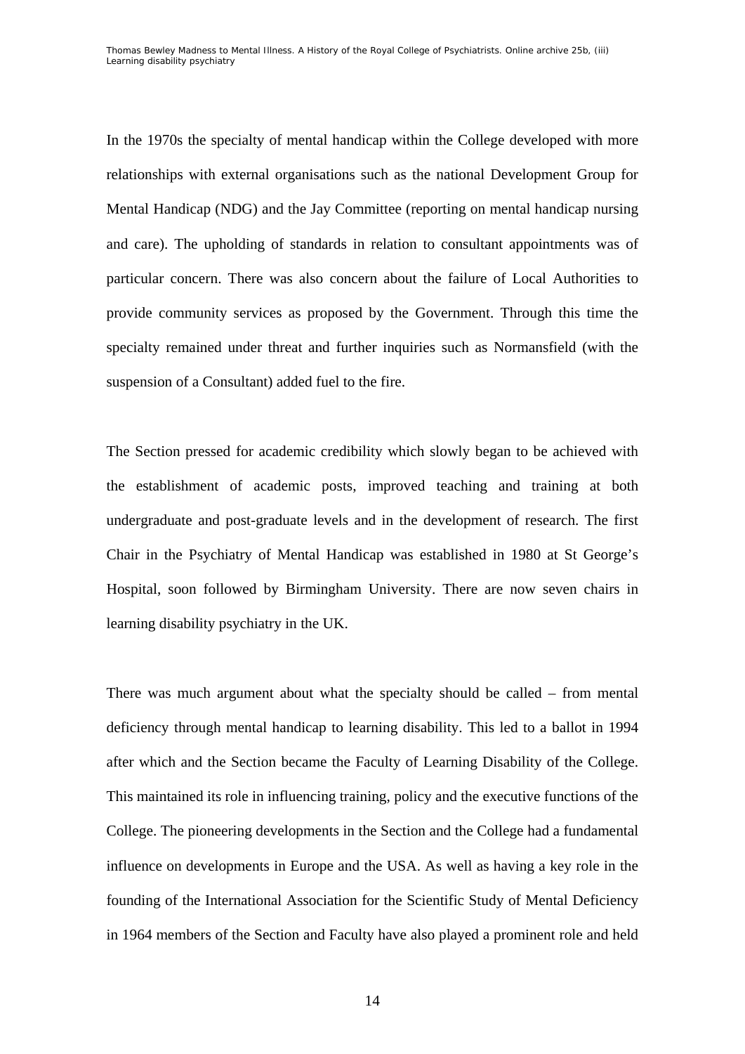In the 1970s the specialty of mental handicap within the College developed with more relationships with external organisations such as the national Development Group for Mental Handicap (NDG) and the Jay Committee (reporting on mental handicap nursing and care). The upholding of standards in relation to consultant appointments was of particular concern. There was also concern about the failure of Local Authorities to provide community services as proposed by the Government. Through this time the specialty remained under threat and further inquiries such as Normansfield (with the suspension of a Consultant) added fuel to the fire.

The Section pressed for academic credibility which slowly began to be achieved with the establishment of academic posts, improved teaching and training at both undergraduate and post-graduate levels and in the development of research. The first Chair in the Psychiatry of Mental Handicap was established in 1980 at St George's Hospital, soon followed by Birmingham University. There are now seven chairs in learning disability psychiatry in the UK.

There was much argument about what the specialty should be called – from mental deficiency through mental handicap to learning disability. This led to a ballot in 1994 after which and the Section became the Faculty of Learning Disability of the College. This maintained its role in influencing training, policy and the executive functions of the College. The pioneering developments in the Section and the College had a fundamental influence on developments in Europe and the USA. As well as having a key role in the founding of the International Association for the Scientific Study of Mental Deficiency in 1964 members of the Section and Faculty have also played a prominent role and held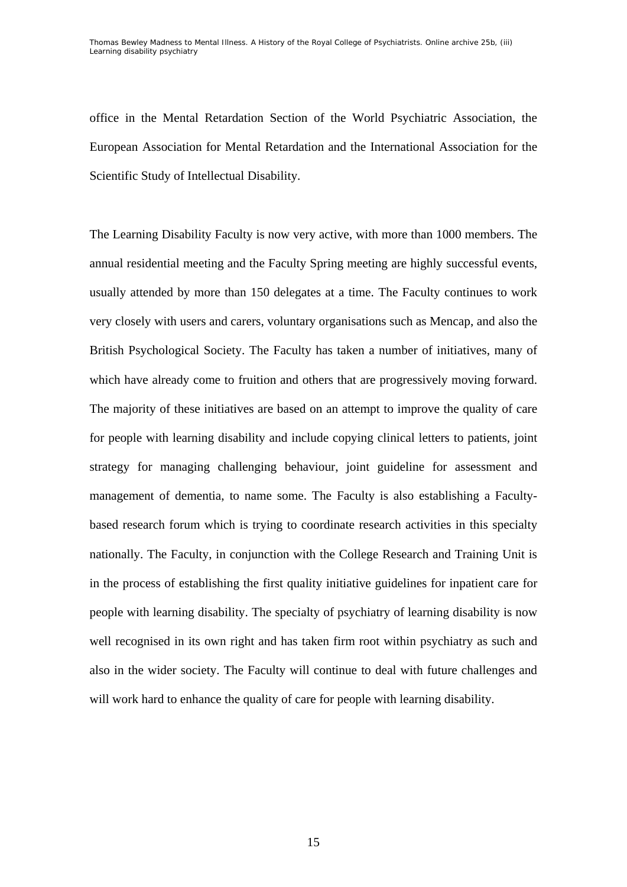office in the Mental Retardation Section of the World Psychiatric Association, the European Association for Mental Retardation and the International Association for the Scientific Study of Intellectual Disability.

The Learning Disability Faculty is now very active, with more than 1000 members. The annual residential meeting and the Faculty Spring meeting are highly successful events, usually attended by more than 150 delegates at a time. The Faculty continues to work very closely with users and carers, voluntary organisations such as Mencap, and also the British Psychological Society. The Faculty has taken a number of initiatives, many of which have already come to fruition and others that are progressively moving forward. The majority of these initiatives are based on an attempt to improve the quality of care for people with learning disability and include copying clinical letters to patients, joint strategy for managing challenging behaviour, joint guideline for assessment and management of dementia, to name some. The Faculty is also establishing a Faculty-based research forum which is trying to coordinate research activities in this specialty nationally. The Faculty, in conjunction with the College Research and Training Unit is in the process of establishing the first quality initiative guidelines for inpatient care for people with learning disability. The specialty of psychiatry of learning disability is now well recognised in its own right and has taken firm root within psychiatry as such and also in the wider society. The Faculty will continue to deal with future challenges and will work hard to enhance the quality of care for people with learning disability.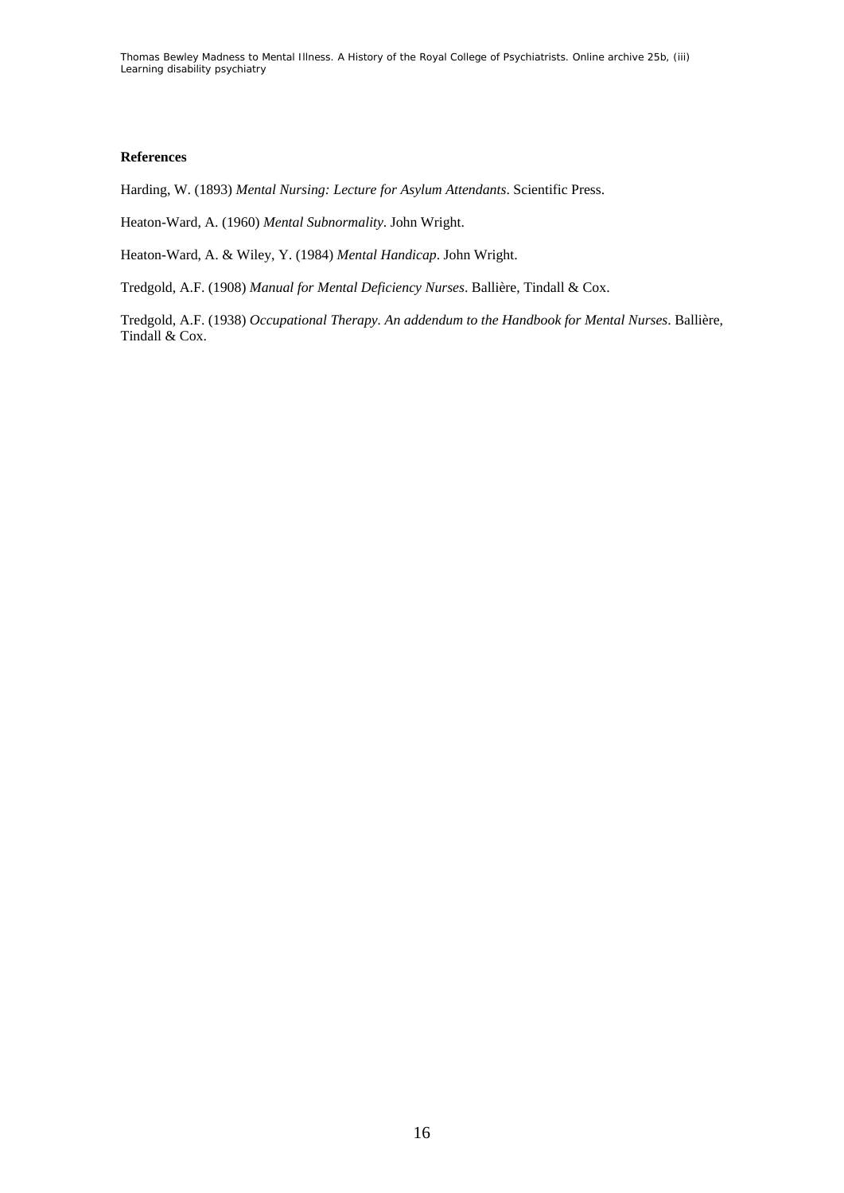**References**

Harding, W. (1893) *Mental Nursing: Lecture for Asylum Attendants*. Scientific Press.

Heaton-Ward, A. (1960) *Mental Subnormality*. John Wright.

Heaton-Ward, A. & Wiley, Y. (1984) *Mental Handicap*. John Wright.

Tredgold, A.F. (1908) *Manual for Mental Deficiency Nurses*. Ballière, Tindall & Cox.

Tredgold, A.F. (1938) *Occupational Therapy. An addendum to the Handbook for Mental Nurses*. Ballière, Tindall & Cox.